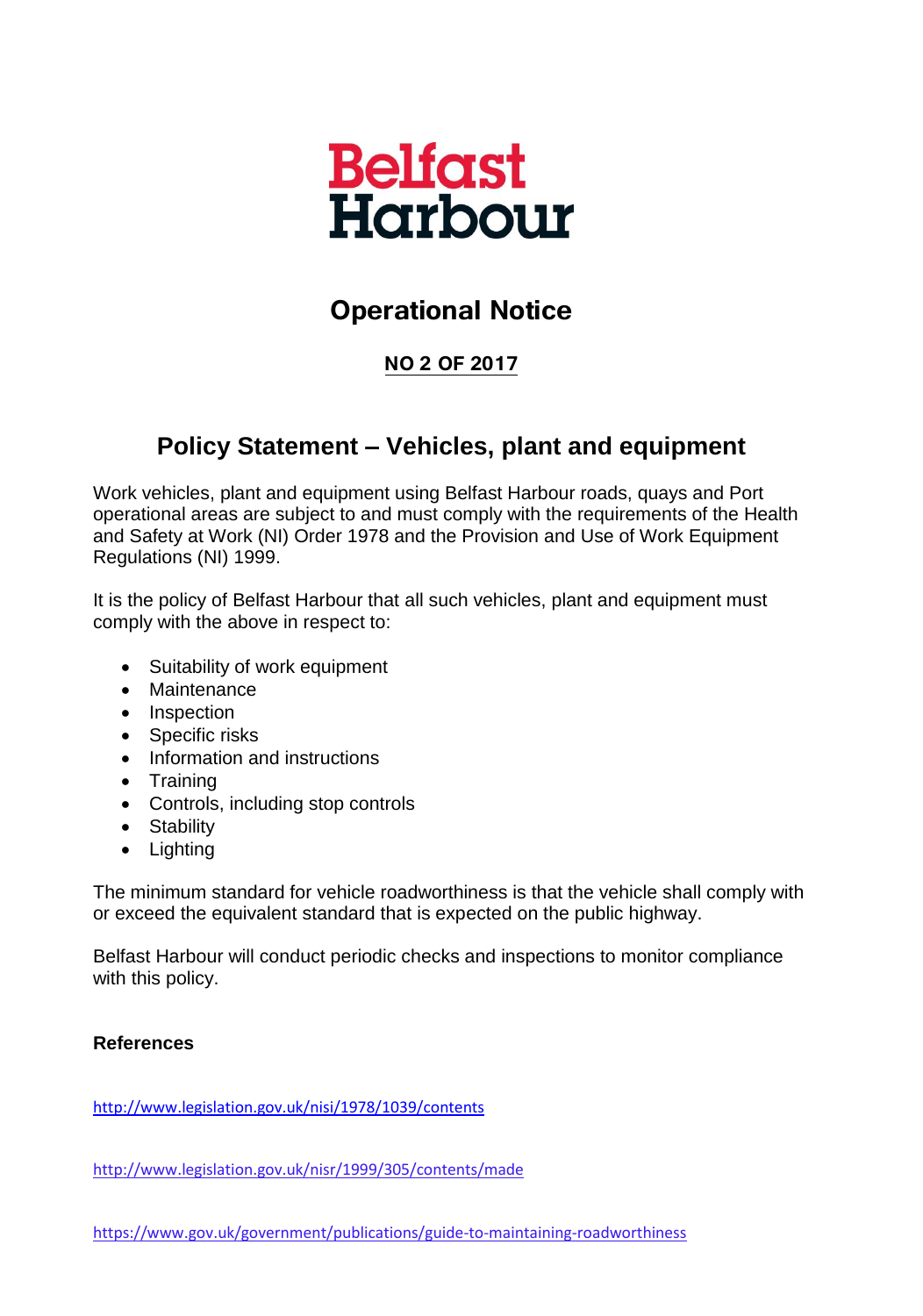# Belfast Harbour

## Operational Notice

**NO 2 OF 2017**

## Policy Statement – Vehicles, plant and equipment

Work vehicles, plant and equipment using Belfast Harbour roads, quays and Port operational areas are subject to and must comply with the requirements of the Health and Safety at Work (NI) Order 1978 and the Provision and Use of Work Equipment Regulations (NI) 1999.

It is the policy of Belfast Harbour that all such vehicles, plant and equipment must comply with the above in respect to:

- Suitability of work equipment
- Maintenance
- Inspection
- Specific risks
- Information and instructions
- Training
- Controls, including stop controls
- Stability
- Lighting

The minimum standard for vehicle roadworthiness is that the vehicle shall comply with or exceed the equivalent standard that is expected on the public highway.

Belfast Harbour will conduct periodic checks and inspections to monitor compliance with this policy.

**References**

http://www.legislation.gov.uk/nisi/1978/1039/contents

http://www.legislation.gov.uk/nisr/1999/305/contents/made

https://www.gov.uk/government/publications/guide-to-maintaining-roadworthiness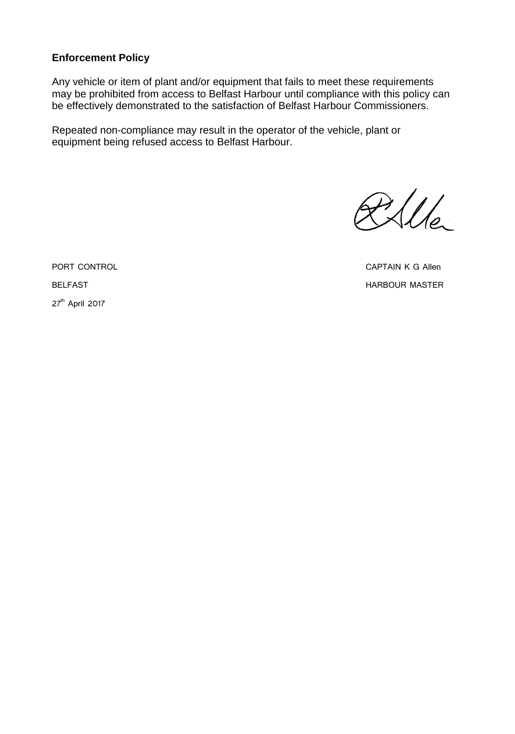**Enforcement Policy**

Any vehicle or item of plant and/or equipment that fails to meet these requirements may be prohibited from access to Belfast Harbour until compliance with this policy can be effectively demonstrated to the satisfaction of Belfast Harbour Commissioners.

Repeated non-compliance may result in the operator of the vehicle, plant or equipment being refused access to Belfast Harbour.

PORT CONTROL
BELFAST
27th April 2017

CAPTAIN K G Allen
HARBOUR MASTER